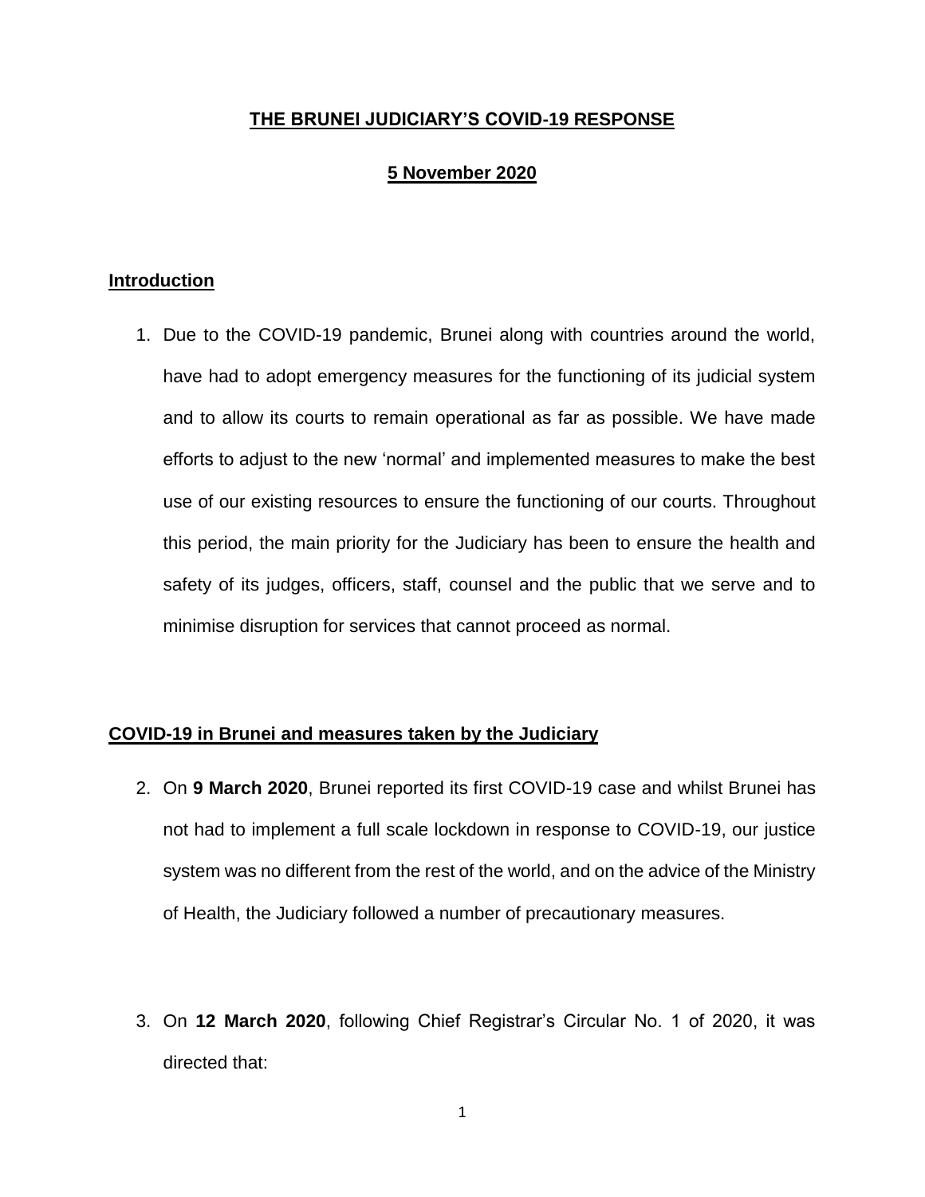# THE BRUNEI JUDICIARY'S COVID-19 RESPONSE

## 5 November 2020

### Introduction

1. Due to the COVID-19 pandemic, Brunei along with countries around the world, have had to adopt emergency measures for the functioning of its judicial system and to allow its courts to remain operational as far as possible. We have made efforts to adjust to the new 'normal' and implemented measures to make the best use of our existing resources to ensure the functioning of our courts. Throughout this period, the main priority for the Judiciary has been to ensure the health and safety of its judges, officers, staff, counsel and the public that we serve and to minimise disruption for services that cannot proceed as normal.

### COVID-19 in Brunei and measures taken by the Judiciary

2. On **9 March 2020**, Brunei reported its first COVID-19 case and whilst Brunei has not had to implement a full scale lockdown in response to COVID-19, our justice system was no different from the rest of the world, and on the advice of the Ministry of Health, the Judiciary followed a number of precautionary measures.

3. On **12 March 2020**, following Chief Registrar's Circular No. 1 of 2020, it was directed that: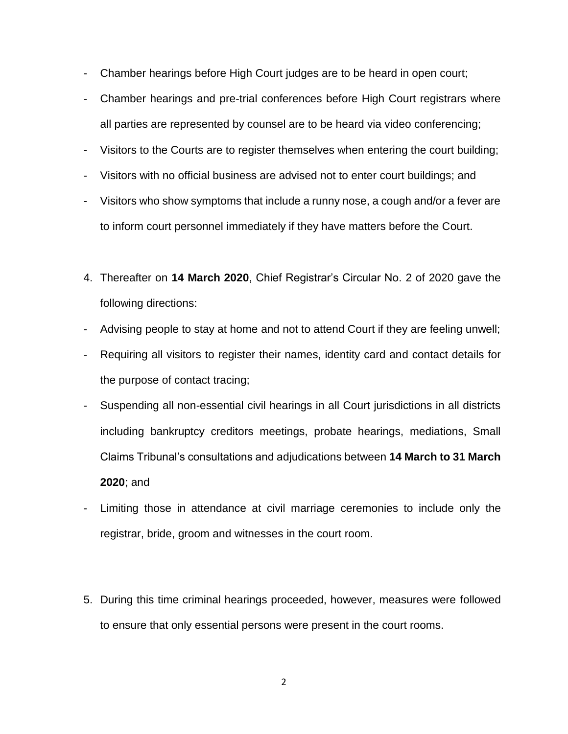- Chamber hearings before High Court judges are to be heard in open court;
- Chamber hearings and pre-trial conferences before High Court registrars where all parties are represented by counsel are to be heard via video conferencing;
- Visitors to the Courts are to register themselves when entering the court building;
- Visitors with no official business are advised not to enter court buildings; and
- Visitors who show symptoms that include a runny nose, a cough and/or a fever are to inform court personnel immediately if they have matters before the Court.

4. Thereafter on **14 March 2020**, Chief Registrar's Circular No. 2 of 2020 gave the following directions:

- Advising people to stay at home and not to attend Court if they are feeling unwell;
- Requiring all visitors to register their names, identity card and contact details for the purpose of contact tracing;
- Suspending all non-essential civil hearings in all Court jurisdictions in all districts including bankruptcy creditors meetings, probate hearings, mediations, Small Claims Tribunal's consultations and adjudications between **14 March to 31 March 2020**; and
- Limiting those in attendance at civil marriage ceremonies to include only the registrar, bride, groom and witnesses in the court room.

5. During this time criminal hearings proceeded, however, measures were followed to ensure that only essential persons were present in the court rooms.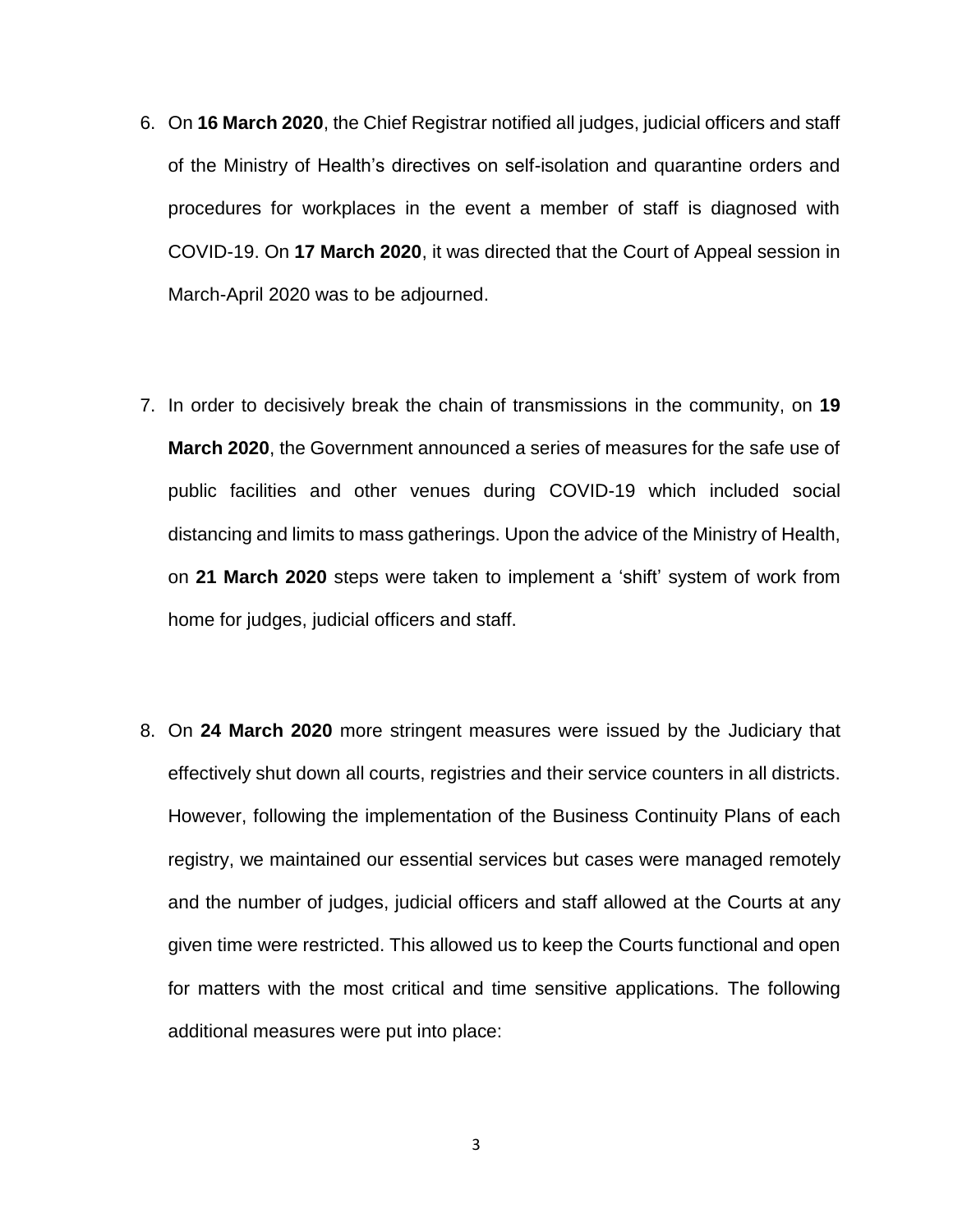6. On **16 March 2020**, the Chief Registrar notified all judges, judicial officers and staff of the Ministry of Health's directives on self-isolation and quarantine orders and procedures for workplaces in the event a member of staff is diagnosed with COVID-19. On **17 March 2020**, it was directed that the Court of Appeal session in March-April 2020 was to be adjourned.

7. In order to decisively break the chain of transmissions in the community, on **19 March 2020**, the Government announced a series of measures for the safe use of public facilities and other venues during COVID-19 which included social distancing and limits to mass gatherings. Upon the advice of the Ministry of Health, on **21 March 2020** steps were taken to implement a 'shift' system of work from home for judges, judicial officers and staff.

8. On **24 March 2020** more stringent measures were issued by the Judiciary that effectively shut down all courts, registries and their service counters in all districts. However, following the implementation of the Business Continuity Plans of each registry, we maintained our essential services but cases were managed remotely and the number of judges, judicial officers and staff allowed at the Courts at any given time were restricted. This allowed us to keep the Courts functional and open for matters with the most critical and time sensitive applications. The following additional measures were put into place: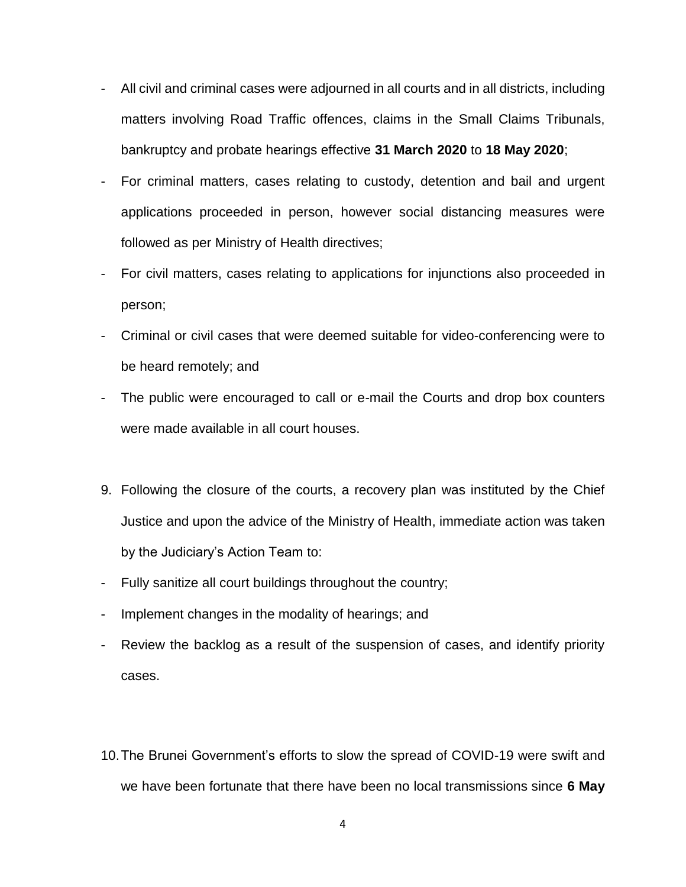- All civil and criminal cases were adjourned in all courts and in all districts, including matters involving Road Traffic offences, claims in the Small Claims Tribunals, bankruptcy and probate hearings effective **31 March 2020** to **18 May 2020**;
- For criminal matters, cases relating to custody, detention and bail and urgent applications proceeded in person, however social distancing measures were followed as per Ministry of Health directives;
- For civil matters, cases relating to applications for injunctions also proceeded in person;
- Criminal or civil cases that were deemed suitable for video-conferencing were to be heard remotely; and
- The public were encouraged to call or e-mail the Courts and drop box counters were made available in all court houses.

9. Following the closure of the courts, a recovery plan was instituted by the Chief Justice and upon the advice of the Ministry of Health, immediate action was taken by the Judiciary's Action Team to:

- Fully sanitize all court buildings throughout the country;
- Implement changes in the modality of hearings; and
- Review the backlog as a result of the suspension of cases, and identify priority cases.

10. The Brunei Government's efforts to slow the spread of COVID-19 were swift and we have been fortunate that there have been no local transmissions since **6 May**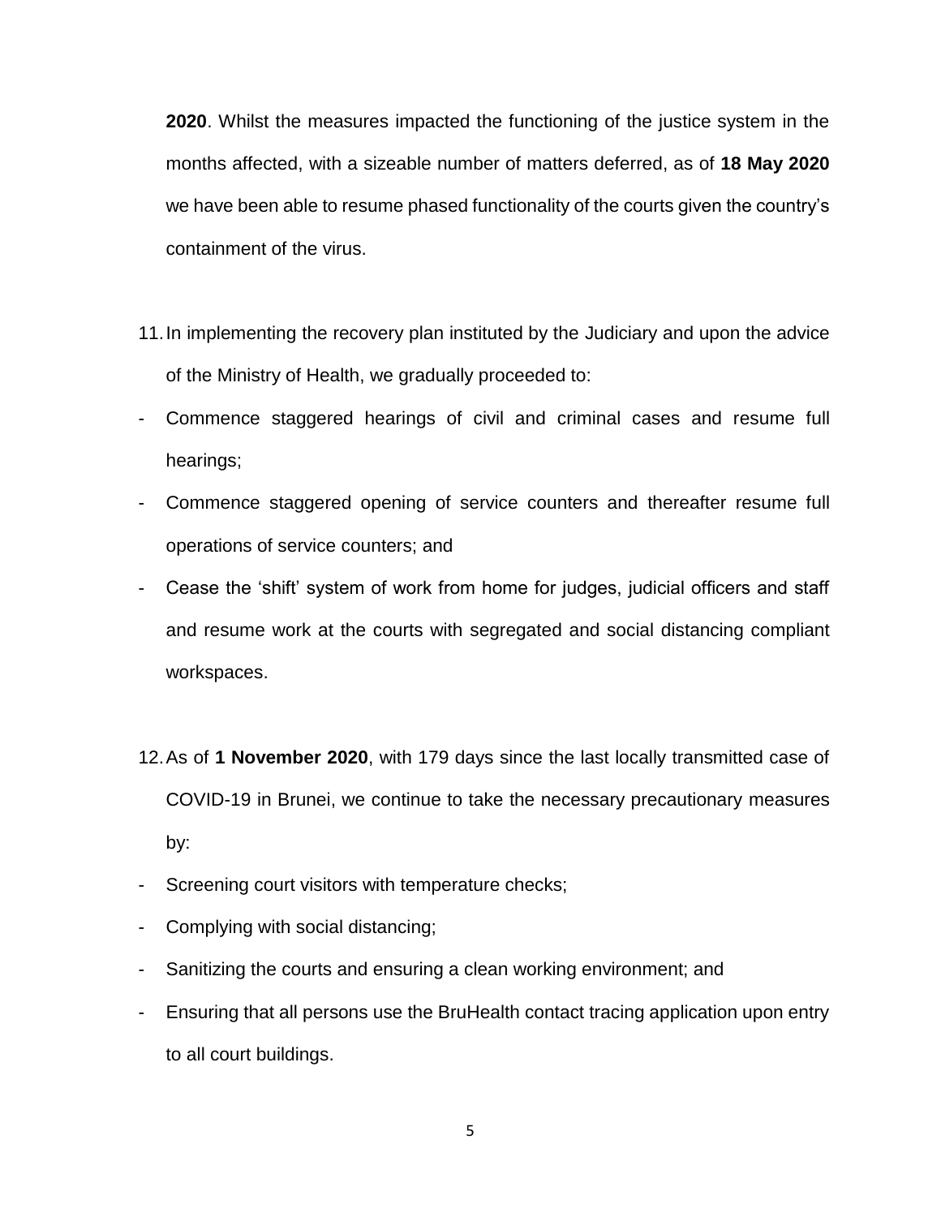**2020**. Whilst the measures impacted the functioning of the justice system in the months affected, with a sizeable number of matters deferred, as of **18 May 2020** we have been able to resume phased functionality of the courts given the country's containment of the virus.

11. In implementing the recovery plan instituted by the Judiciary and upon the advice of the Ministry of Health, we gradually proceeded to:

- Commence staggered hearings of civil and criminal cases and resume full hearings;
- Commence staggered opening of service counters and thereafter resume full operations of service counters; and
- Cease the 'shift' system of work from home for judges, judicial officers and staff and resume work at the courts with segregated and social distancing compliant workspaces.

12. As of **1 November 2020**, with 179 days since the last locally transmitted case of COVID-19 in Brunei, we continue to take the necessary precautionary measures by:

- Screening court visitors with temperature checks;
- Complying with social distancing;
- Sanitizing the courts and ensuring a clean working environment; and
- Ensuring that all persons use the BruHealth contact tracing application upon entry to all court buildings.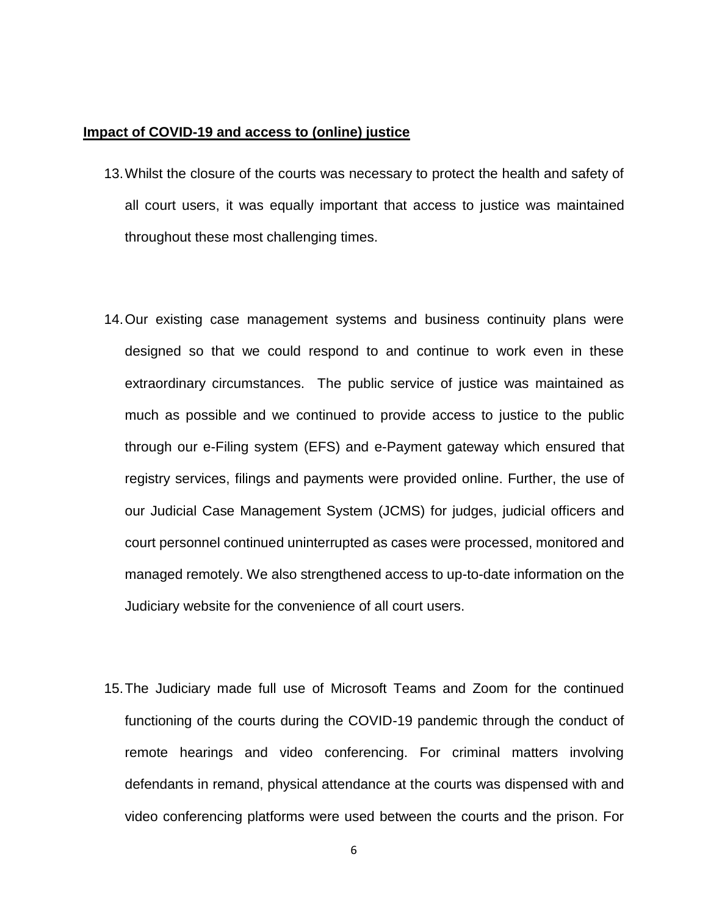**Impact of COVID-19 and access to (online) justice**

13. Whilst the closure of the courts was necessary to protect the health and safety of all court users, it was equally important that access to justice was maintained throughout these most challenging times.

14. Our existing case management systems and business continuity plans were designed so that we could respond to and continue to work even in these extraordinary circumstances. The public service of justice was maintained as much as possible and we continued to provide access to justice to the public through our e-Filing system (EFS) and e-Payment gateway which ensured that registry services, filings and payments were provided online. Further, the use of our Judicial Case Management System (JCMS) for judges, judicial officers and court personnel continued uninterrupted as cases were processed, monitored and managed remotely. We also strengthened access to up-to-date information on the Judiciary website for the convenience of all court users.

15. The Judiciary made full use of Microsoft Teams and Zoom for the continued functioning of the courts during the COVID-19 pandemic through the conduct of remote hearings and video conferencing. For criminal matters involving defendants in remand, physical attendance at the courts was dispensed with and video conferencing platforms were used between the courts and the prison. For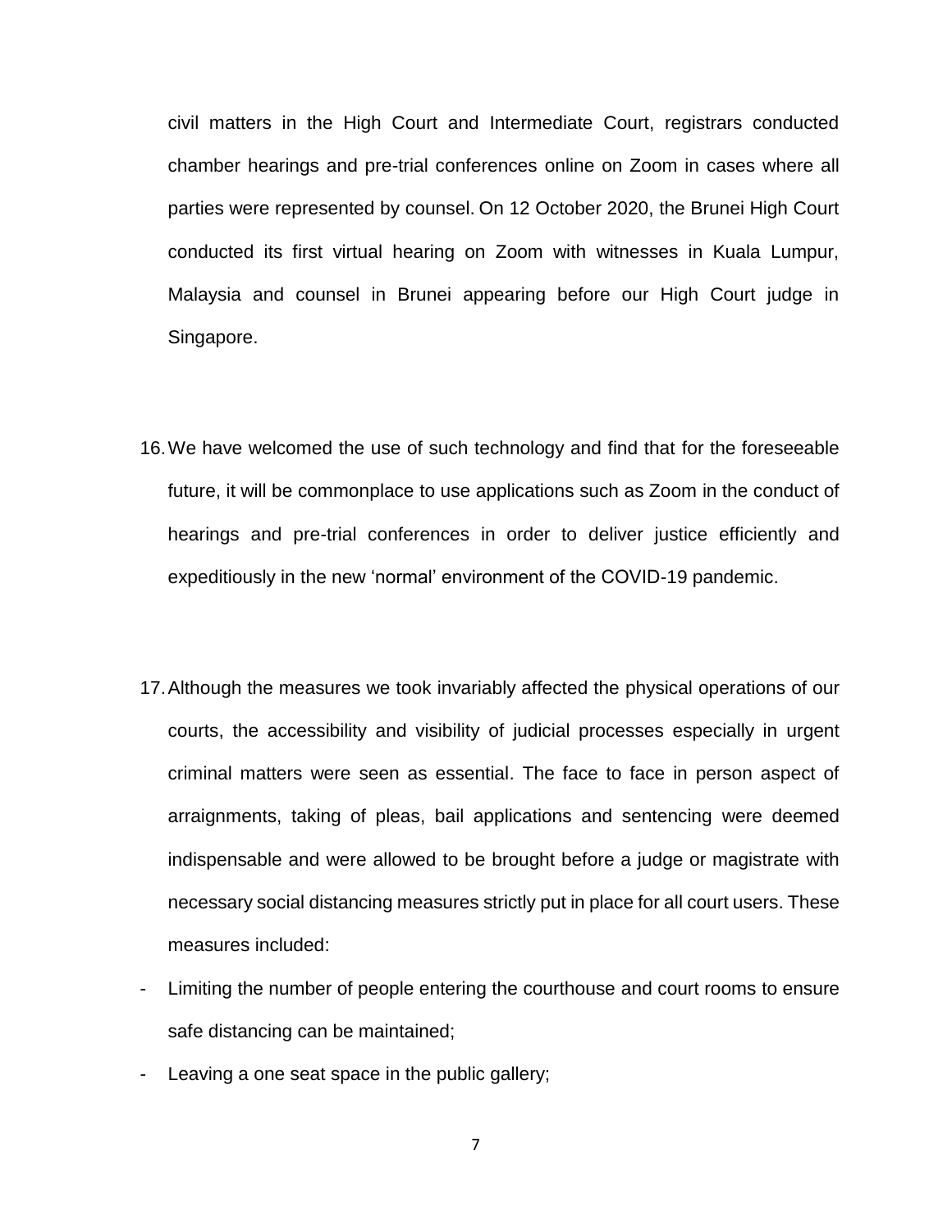civil matters in the High Court and Intermediate Court, registrars conducted chamber hearings and pre-trial conferences online on Zoom in cases where all parties were represented by counsel. On 12 October 2020, the Brunei High Court conducted its first virtual hearing on Zoom with witnesses in Kuala Lumpur, Malaysia and counsel in Brunei appearing before our High Court judge in Singapore.

16. We have welcomed the use of such technology and find that for the foreseeable future, it will be commonplace to use applications such as Zoom in the conduct of hearings and pre-trial conferences in order to deliver justice efficiently and expeditiously in the new 'normal' environment of the COVID-19 pandemic.

17. Although the measures we took invariably affected the physical operations of our courts, the accessibility and visibility of judicial processes especially in urgent criminal matters were seen as essential. The face to face in person aspect of arraignments, taking of pleas, bail applications and sentencing were deemed indispensable and were allowed to be brought before a judge or magistrate with necessary social distancing measures strictly put in place for all court users. These measures included:

- Limiting the number of people entering the courthouse and court rooms to ensure safe distancing can be maintained;
- Leaving a one seat space in the public gallery;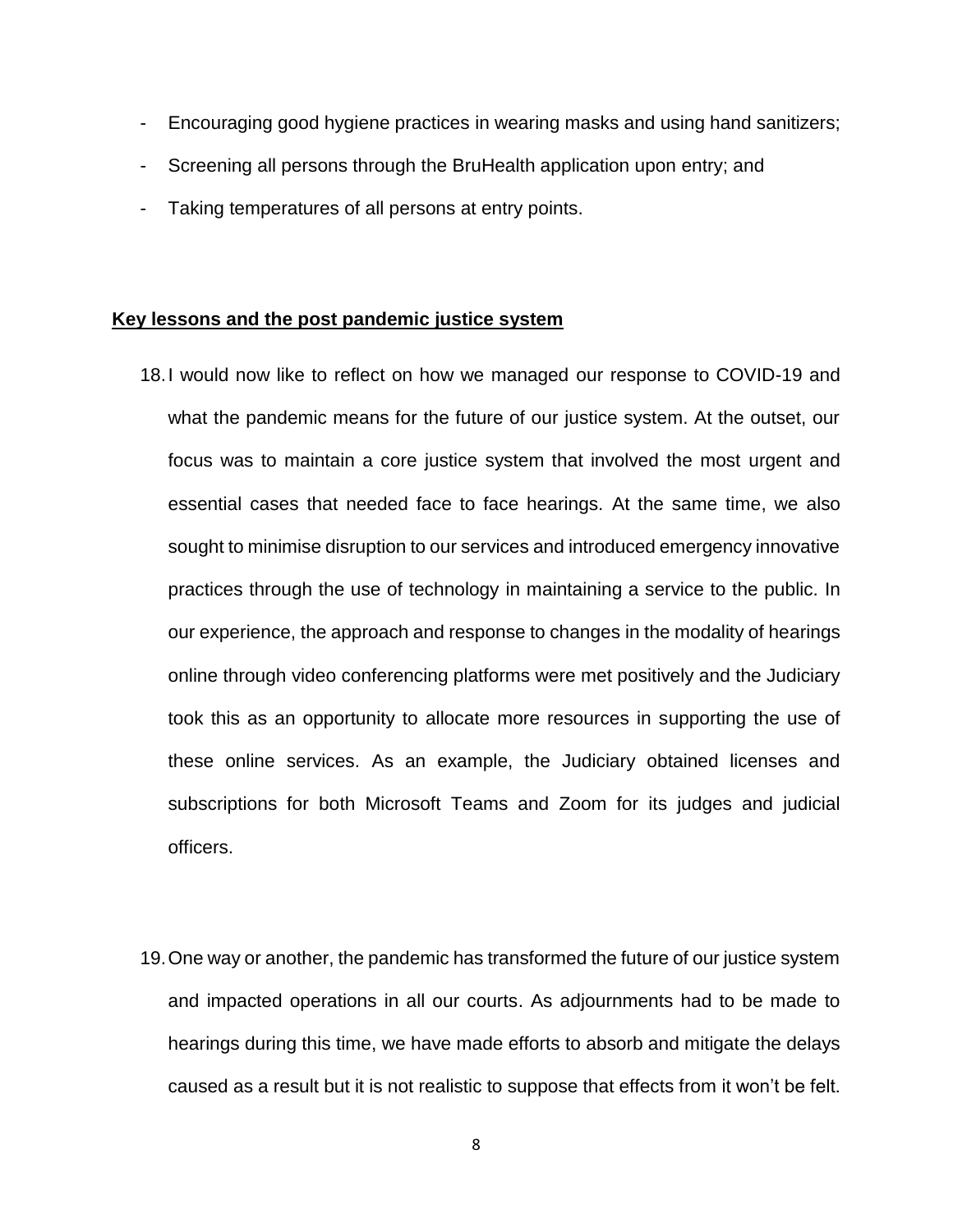- Encouraging good hygiene practices in wearing masks and using hand sanitizers;
- Screening all persons through the BruHealth application upon entry; and
- Taking temperatures of all persons at entry points.

**Key lessons and the post pandemic justice system**

18. I would now like to reflect on how we managed our response to COVID-19 and what the pandemic means for the future of our justice system. At the outset, our focus was to maintain a core justice system that involved the most urgent and essential cases that needed face to face hearings. At the same time, we also sought to minimise disruption to our services and introduced emergency innovative practices through the use of technology in maintaining a service to the public. In our experience, the approach and response to changes in the modality of hearings online through video conferencing platforms were met positively and the Judiciary took this as an opportunity to allocate more resources in supporting the use of these online services. As an example, the Judiciary obtained licenses and subscriptions for both Microsoft Teams and Zoom for its judges and judicial officers.

19. One way or another, the pandemic has transformed the future of our justice system and impacted operations in all our courts. As adjournments had to be made to hearings during this time, we have made efforts to absorb and mitigate the delays caused as a result but it is not realistic to suppose that effects from it won't be felt.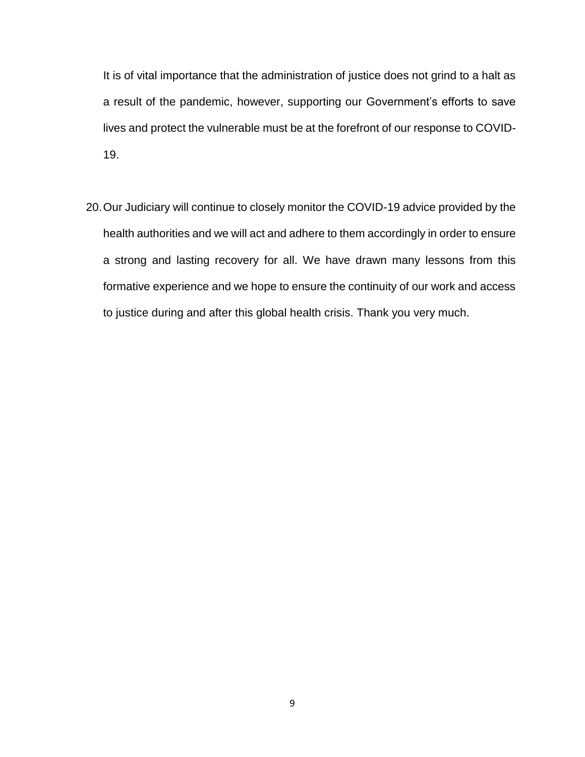It is of vital importance that the administration of justice does not grind to a halt as a result of the pandemic, however, supporting our Government's efforts to save lives and protect the vulnerable must be at the forefront of our response to COVID-19.

20. Our Judiciary will continue to closely monitor the COVID-19 advice provided by the health authorities and we will act and adhere to them accordingly in order to ensure a strong and lasting recovery for all. We have drawn many lessons from this formative experience and we hope to ensure the continuity of our work and access to justice during and after this global health crisis. Thank you very much.